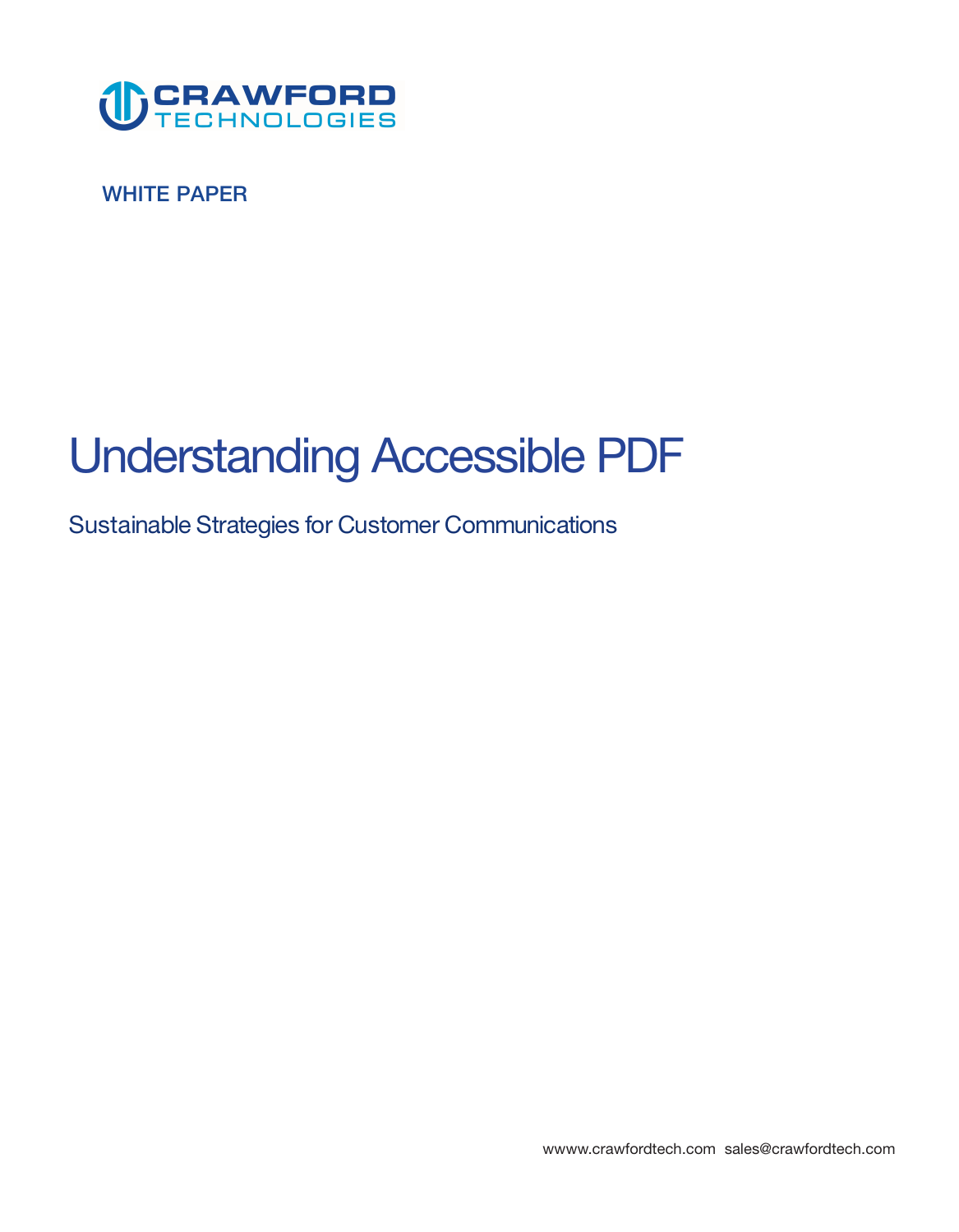CRAWFORD TECHNOLOGIES

WHITE PAPER

# Understanding Accessible PDF

## Sustainable Strategies for Customer Communications

wwww.crawfordtech.com sales@crawfordtech.com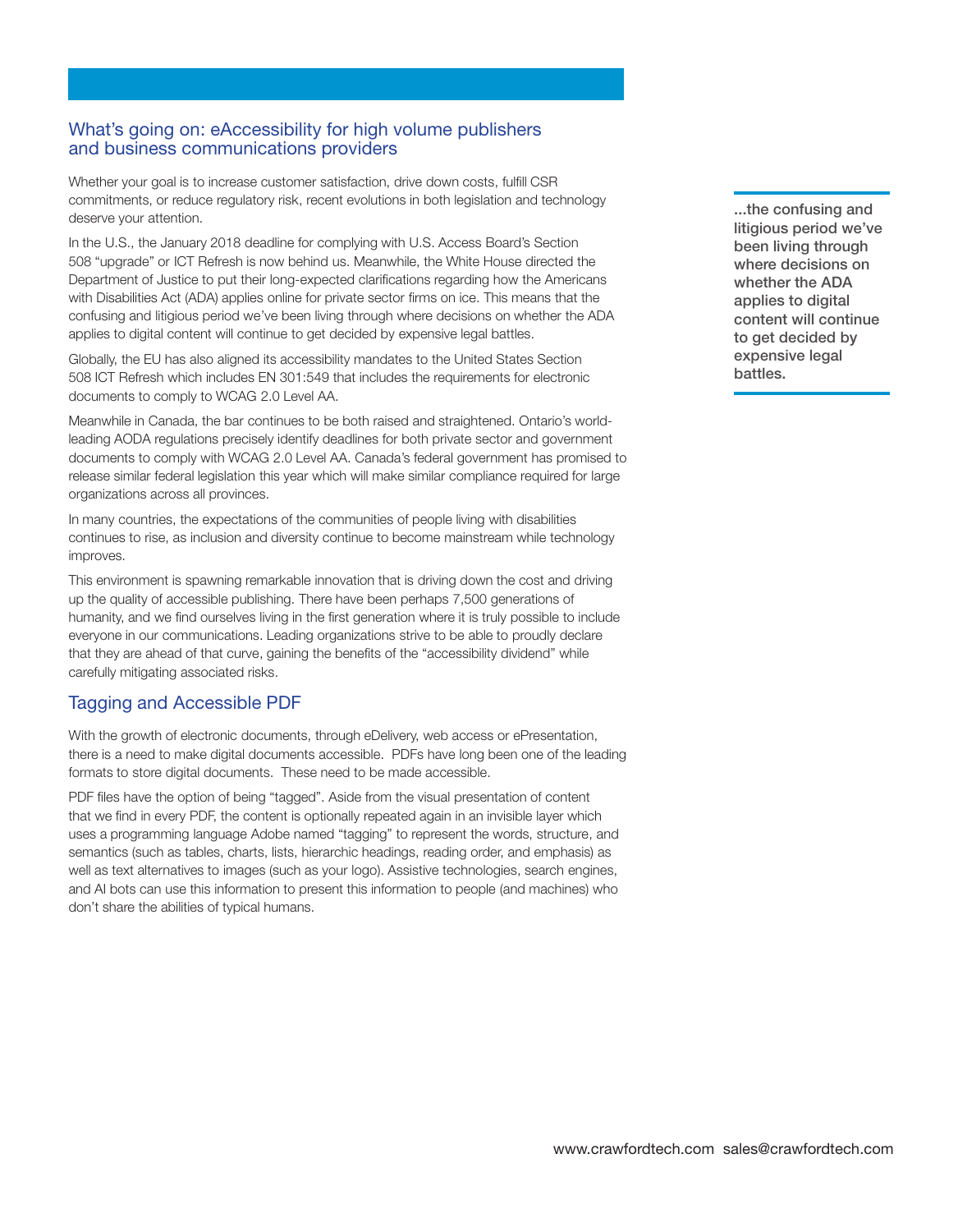## What's going on: eAccessibility for high volume publishers and business communications providers

Whether your goal is to increase customer satisfaction, drive down costs, fulfill CSR commitments, or reduce regulatory risk, recent evolutions in both legislation and technology deserve your attention.

In the U.S., the January 2018 deadline for complying with U.S. Access Board's Section 508 "upgrade" or ICT Refresh is now behind us. Meanwhile, the White House directed the Department of Justice to put their long-expected clarifications regarding how the Americans with Disabilities Act (ADA) applies online for private sector firms on ice. This means that the confusing and litigious period we've been living through where decisions on whether the ADA applies to digital content will continue to get decided by expensive legal battles.

> **...the confusing and litigious period we've been living through where decisions on whether the ADA applies to digital content will continue to get decided by expensive legal battles.**

Globally, the EU has also aligned its accessibility mandates to the United States Section 508 ICT Refresh which includes EN 301:549 that includes the requirements for electronic documents to comply to WCAG 2.0 Level AA.

Meanwhile in Canada, the bar continues to be both raised and straightened. Ontario's world-leading AODA regulations precisely identify deadlines for both private sector and government documents to comply with WCAG 2.0 Level AA. Canada's federal government has promised to release similar federal legislation this year which will make similar compliance required for large organizations across all provinces.

In many countries, the expectations of the communities of people living with disabilities continues to rise, as inclusion and diversity continue to become mainstream while technology improves.

This environment is spawning remarkable innovation that is driving down the cost and driving up the quality of accessible publishing. There have been perhaps 7,500 generations of humanity, and we find ourselves living in the first generation where it is truly possible to include everyone in our communications. Leading organizations strive to be able to proudly declare that they are ahead of that curve, gaining the benefits of the "accessibility dividend" while carefully mitigating associated risks.

## Tagging and Accessible PDF

With the growth of electronic documents, through eDelivery, web access or ePresentation, there is a need to make digital documents accessible. PDFs have long been one of the leading formats to store digital documents. These need to be made accessible.

PDF files have the option of being "tagged". Aside from the visual presentation of content that we find in every PDF, the content is optionally repeated again in an invisible layer which uses a programming language Adobe named "tagging" to represent the words, structure, and semantics (such as tables, charts, lists, hierarchic headings, reading order, and emphasis) as well as text alternatives to images (such as your logo). Assistive technologies, search engines, and AI bots can use this information to present this information to people (and machines) who don't share the abilities of typical humans.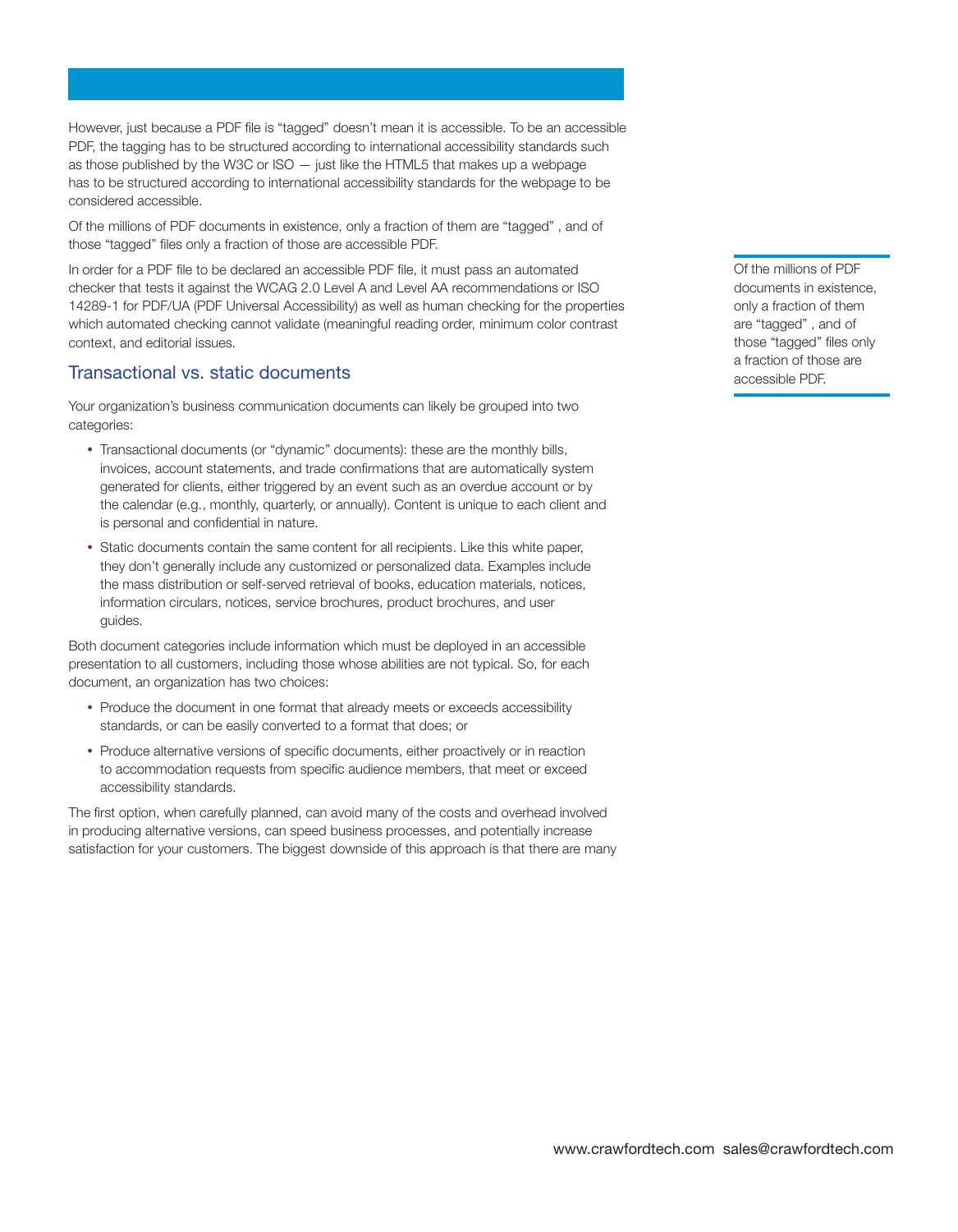However, just because a PDF file is “tagged” doesn’t mean it is accessible. To be an accessible PDF, the tagging has to be structured according to international accessibility standards such as those published by the W3C or ISO — just like the HTML5 that makes up a webpage has to be structured according to international accessibility standards for the webpage to be considered accessible.

Of the millions of PDF documents in existence, only a fraction of them are “tagged” , and of those “tagged” files only a fraction of those are accessible PDF.

In order for a PDF file to be declared an accessible PDF file, it must pass an automated checker that tests it against the WCAG 2.0 Level A and Level AA recommendations or ISO 14289-1 for PDF/UA (PDF Universal Accessibility) as well as human checking for the properties which automated checking cannot validate (meaningful reading order, minimum color contrast context, and editorial issues.

> Of the millions of PDF documents in existence, only a fraction of them are “tagged” , and of those “tagged” files only a fraction of those are accessible PDF.

## Transactional vs. static documents

Your organization’s business communication documents can likely be grouped into two categories:

- Transactional documents (or “dynamic” documents): these are the monthly bills, invoices, account statements, and trade confirmations that are automatically system generated for clients, either triggered by an event such as an overdue account or by the calendar (e.g., monthly, quarterly, or annually). Content is unique to each client and is personal and confidential in nature.
- Static documents contain the same content for all recipients. Like this white paper, they don’t generally include any customized or personalized data. Examples include the mass distribution or self-served retrieval of books, education materials, notices, information circulars, notices, service brochures, product brochures, and user guides.

Both document categories include information which must be deployed in an accessible presentation to all customers, including those whose abilities are not typical. So, for each document, an organization has two choices:

- Produce the document in one format that already meets or exceeds accessibility standards, or can be easily converted to a format that does; or
- Produce alternative versions of specific documents, either proactively or in reaction to accommodation requests from specific audience members, that meet or exceed accessibility standards.

The first option, when carefully planned, can avoid many of the costs and overhead involved in producing alternative versions, can speed business processes, and potentially increase satisfaction for your customers. The biggest downside of this approach is that there are many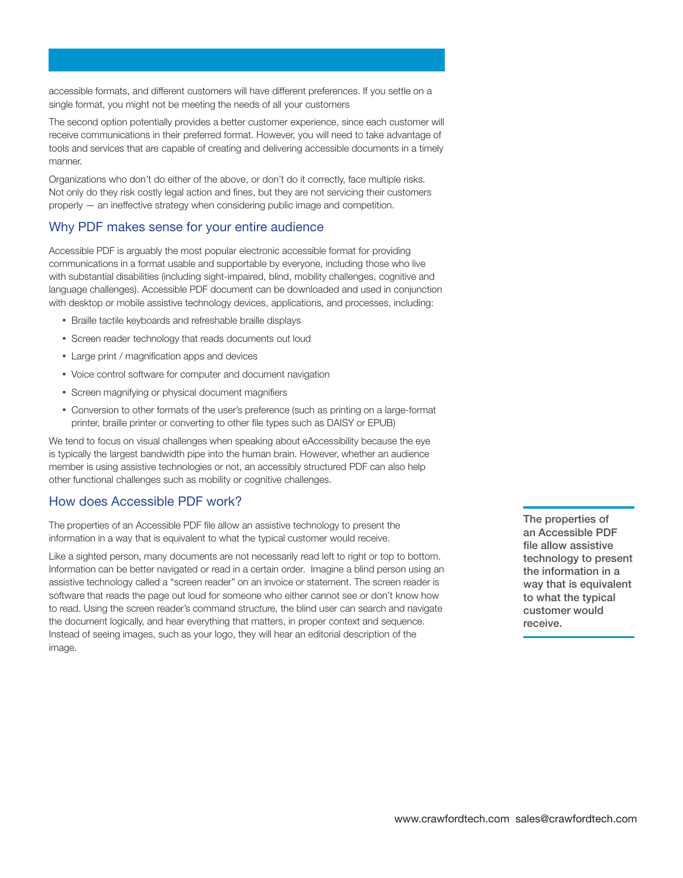accessible formats, and different customers will have different preferences. If you settle on a single format, you might not be meeting the needs of all your customers

The second option potentially provides a better customer experience, since each customer will receive communications in their preferred format. However, you will need to take advantage of tools and services that are capable of creating and delivering accessible documents in a timely manner.

Organizations who don't do either of the above, or don't do it correctly, face multiple risks. Not only do they risk costly legal action and fines, but they are not servicing their customers properly — an ineffective strategy when considering public image and competition.

## Why PDF makes sense for your entire audience

Accessible PDF is arguably the most popular electronic accessible format for providing communications in a format usable and supportable by everyone, including those who live with substantial disabilities (including sight-impaired, blind, mobility challenges, cognitive and language challenges). Accessible PDF document can be downloaded and used in conjunction with desktop or mobile assistive technology devices, applications, and processes, including:

- Braille tactile keyboards and refreshable braille displays
- Screen reader technology that reads documents out loud
- Large print / magnification apps and devices
- Voice control software for computer and document navigation
- Screen magnifying or physical document magnifiers
- Conversion to other formats of the user's preference (such as printing on a large-format printer, braille printer or converting to other file types such as DAISY or EPUB)

We tend to focus on visual challenges when speaking about eAccessibility because the eye is typically the largest bandwidth pipe into the human brain. However, whether an audience member is using assistive technologies or not, an accessibly structured PDF can also help other functional challenges such as mobility or cognitive challenges.

## How does Accessible PDF work?

The properties of an Accessible PDF file allow an assistive technology to present the information in a way that is equivalent to what the typical customer would receive.

Like a sighted person, many documents are not necessarily read left to right or top to bottom. Information can be better navigated or read in a certain order. Imagine a blind person using an assistive technology called a "screen reader" on an invoice or statement. The screen reader is software that reads the page out loud for someone who either cannot see or don't know how to read. Using the screen reader's command structure, the blind user can search and navigate the document logically, and hear everything that matters, in proper context and sequence. Instead of seeing images, such as your logo, they will hear an editorial description of the image.

**The properties of an Accessible PDF file allow assistive technology to present the information in a way that is equivalent to what the typical customer would receive.**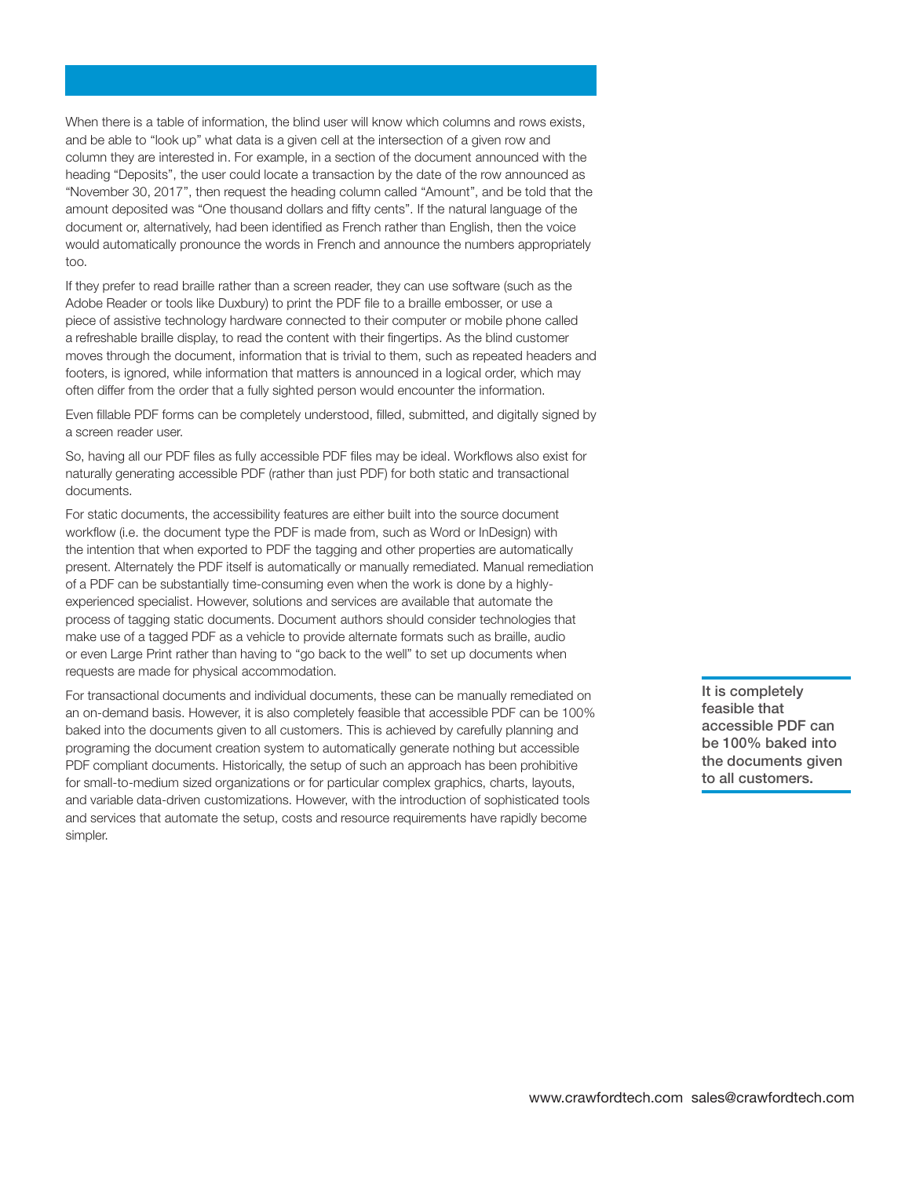When there is a table of information, the blind user will know which columns and rows exists, and be able to "look up" what data is a given cell at the intersection of a given row and column they are interested in. For example, in a section of the document announced with the heading "Deposits", the user could locate a transaction by the date of the row announced as "November 30, 2017", then request the heading column called "Amount", and be told that the amount deposited was "One thousand dollars and fifty cents". If the natural language of the document or, alternatively, had been identified as French rather than English, then the voice would automatically pronounce the words in French and announce the numbers appropriately too.

If they prefer to read braille rather than a screen reader, they can use software (such as the Adobe Reader or tools like Duxbury) to print the PDF file to a braille embosser, or use a piece of assistive technology hardware connected to their computer or mobile phone called a refreshable braille display, to read the content with their fingertips. As the blind customer moves through the document, information that is trivial to them, such as repeated headers and footers, is ignored, while information that matters is announced in a logical order, which may often differ from the order that a fully sighted person would encounter the information.

Even fillable PDF forms can be completely understood, filled, submitted, and digitally signed by a screen reader user.

So, having all our PDF files as fully accessible PDF files may be ideal. Workflows also exist for naturally generating accessible PDF (rather than just PDF) for both static and transactional documents.

For static documents, the accessibility features are either built into the source document workflow (i.e. the document type the PDF is made from, such as Word or InDesign) with the intention that when exported to PDF the tagging and other properties are automatically present. Alternately the PDF itself is automatically or manually remediated. Manual remediation of a PDF can be substantially time-consuming even when the work is done by a highly-experienced specialist. However, solutions and services are available that automate the process of tagging static documents. Document authors should consider technologies that make use of a tagged PDF as a vehicle to provide alternate formats such as braille, audio or even Large Print rather than having to "go back to the well" to set up documents when requests are made for physical accommodation.

For transactional documents and individual documents, these can be manually remediated on an on-demand basis. However, it is also completely feasible that accessible PDF can be 100% baked into the documents given to all customers. This is achieved by carefully planning and programing the document creation system to automatically generate nothing but accessible PDF compliant documents. Historically, the setup of such an approach has been prohibitive for small-to-medium sized organizations or for particular complex graphics, charts, layouts, and variable data-driven customizations. However, with the introduction of sophisticated tools and services that automate the setup, costs and resource requirements have rapidly become simpler.

**It is completely feasible that accessible PDF can be 100% baked into the documents given to all customers.**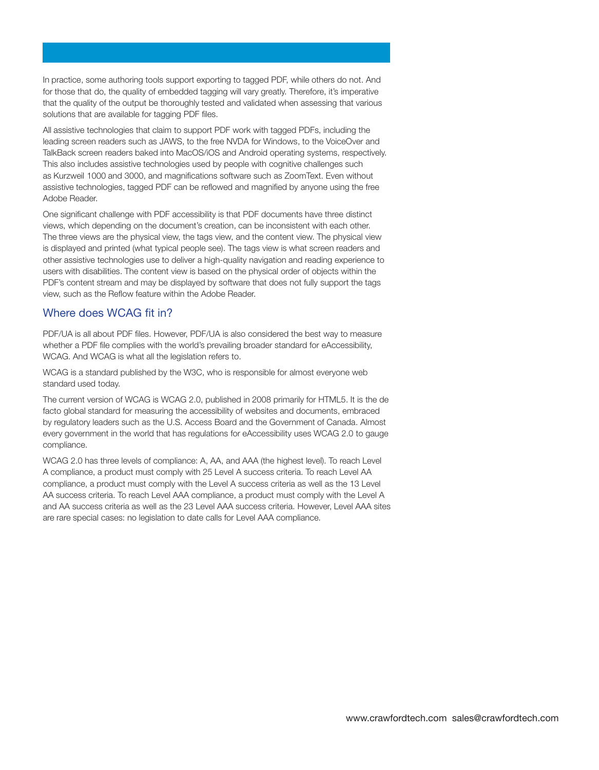In practice, some authoring tools support exporting to tagged PDF, while others do not. And for those that do, the quality of embedded tagging will vary greatly. Therefore, it's imperative that the quality of the output be thoroughly tested and validated when assessing that various solutions that are available for tagging PDF files.

All assistive technologies that claim to support PDF work with tagged PDFs, including the leading screen readers such as JAWS, to the free NVDA for Windows, to the VoiceOver and TalkBack screen readers baked into MacOS/iOS and Android operating systems, respectively. This also includes assistive technologies used by people with cognitive challenges such as Kurzweil 1000 and 3000, and magnifications software such as ZoomText. Even without assistive technologies, tagged PDF can be reflowed and magnified by anyone using the free Adobe Reader.

One significant challenge with PDF accessibility is that PDF documents have three distinct views, which depending on the document's creation, can be inconsistent with each other. The three views are the physical view, the tags view, and the content view. The physical view is displayed and printed (what typical people see). The tags view is what screen readers and other assistive technologies use to deliver a high-quality navigation and reading experience to users with disabilities. The content view is based on the physical order of objects within the PDF's content stream and may be displayed by software that does not fully support the tags view, such as the Reflow feature within the Adobe Reader.

## Where does WCAG fit in?

PDF/UA is all about PDF files. However, PDF/UA is also considered the best way to measure whether a PDF file complies with the world's prevailing broader standard for eAccessibility, WCAG. And WCAG is what all the legislation refers to.

WCAG is a standard published by the W3C, who is responsible for almost everyone web standard used today.

The current version of WCAG is WCAG 2.0, published in 2008 primarily for HTML5. It is the de facto global standard for measuring the accessibility of websites and documents, embraced by regulatory leaders such as the U.S. Access Board and the Government of Canada. Almost every government in the world that has regulations for eAccessibility uses WCAG 2.0 to gauge compliance.

WCAG 2.0 has three levels of compliance: A, AA, and AAA (the highest level). To reach Level A compliance, a product must comply with 25 Level A success criteria. To reach Level AA compliance, a product must comply with the Level A success criteria as well as the 13 Level AA success criteria. To reach Level AAA compliance, a product must comply with the Level A and AA success criteria as well as the 23 Level AAA success criteria. However, Level AAA sites are rare special cases: no legislation to date calls for Level AAA compliance.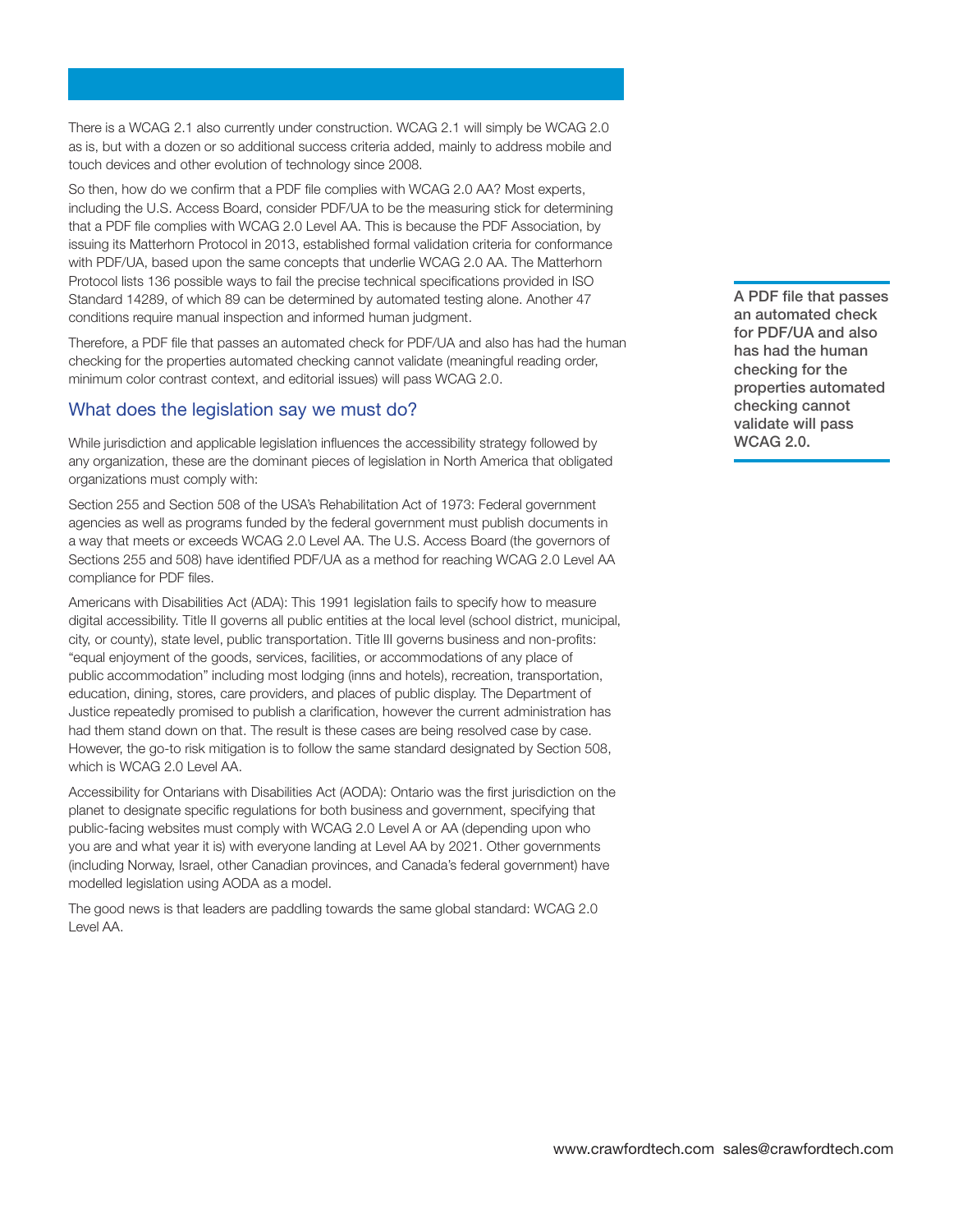There is a WCAG 2.1 also currently under construction. WCAG 2.1 will simply be WCAG 2.0 as is, but with a dozen or so additional success criteria added, mainly to address mobile and touch devices and other evolution of technology since 2008.

So then, how do we confirm that a PDF file complies with WCAG 2.0 AA? Most experts, including the U.S. Access Board, consider PDF/UA to be the measuring stick for determining that a PDF file complies with WCAG 2.0 Level AA. This is because the PDF Association, by issuing its Matterhorn Protocol in 2013, established formal validation criteria for conformance with PDF/UA, based upon the same concepts that underlie WCAG 2.0 AA. The Matterhorn Protocol lists 136 possible ways to fail the precise technical specifications provided in ISO Standard 14289, of which 89 can be determined by automated testing alone. Another 47 conditions require manual inspection and informed human judgment.

Therefore, a PDF file that passes an automated check for PDF/UA and also has had the human checking for the properties automated checking cannot validate (meaningful reading order, minimum color contrast context, and editorial issues) will pass WCAG 2.0.

**A PDF file that passes an automated check for PDF/UA and also has had the human checking for the properties automated checking cannot validate will pass WCAG 2.0.**

## What does the legislation say we must do?

While jurisdiction and applicable legislation influences the accessibility strategy followed by any organization, these are the dominant pieces of legislation in North America that obligated organizations must comply with:

Section 255 and Section 508 of the USA's Rehabilitation Act of 1973: Federal government agencies as well as programs funded by the federal government must publish documents in a way that meets or exceeds WCAG 2.0 Level AA. The U.S. Access Board (the governors of Sections 255 and 508) have identified PDF/UA as a method for reaching WCAG 2.0 Level AA compliance for PDF files.

Americans with Disabilities Act (ADA): This 1991 legislation fails to specify how to measure digital accessibility. Title II governs all public entities at the local level (school district, municipal, city, or county), state level, public transportation. Title III governs business and non-profits: "equal enjoyment of the goods, services, facilities, or accommodations of any place of public accommodation" including most lodging (inns and hotels), recreation, transportation, education, dining, stores, care providers, and places of public display. The Department of Justice repeatedly promised to publish a clarification, however the current administration has had them stand down on that. The result is these cases are being resolved case by case. However, the go-to risk mitigation is to follow the same standard designated by Section 508, which is WCAG 2.0 Level AA.

Accessibility for Ontarians with Disabilities Act (AODA): Ontario was the first jurisdiction on the planet to designate specific regulations for both business and government, specifying that public-facing websites must comply with WCAG 2.0 Level A or AA (depending upon who you are and what year it is) with everyone landing at Level AA by 2021. Other governments (including Norway, Israel, other Canadian provinces, and Canada's federal government) have modelled legislation using AODA as a model.

The good news is that leaders are paddling towards the same global standard: WCAG 2.0 Level AA.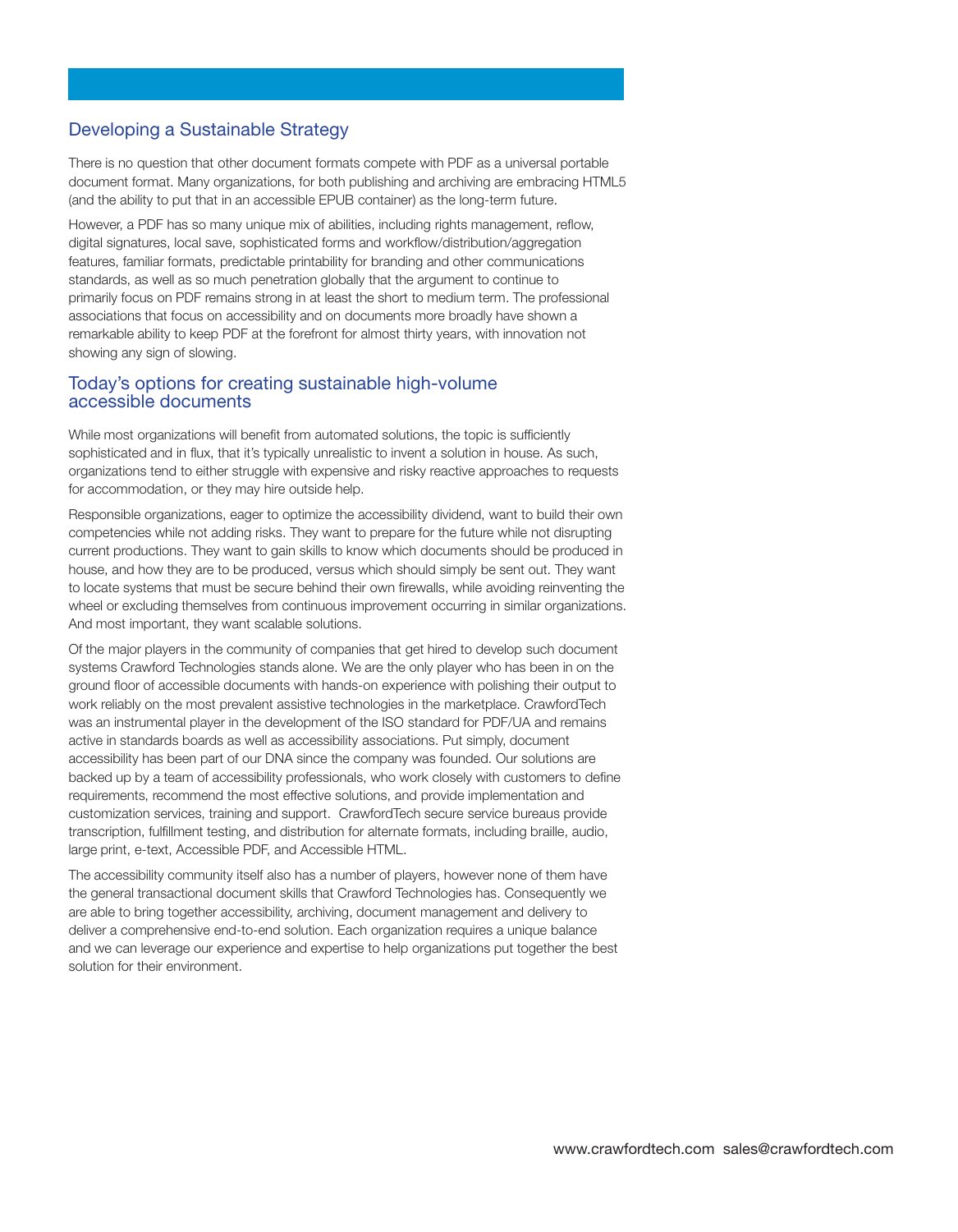## Developing a Sustainable Strategy

There is no question that other document formats compete with PDF as a universal portable document format. Many organizations, for both publishing and archiving are embracing HTML5 (and the ability to put that in an accessible EPUB container) as the long-term future.

However, a PDF has so many unique mix of abilities, including rights management, reflow, digital signatures, local save, sophisticated forms and workflow/distribution/aggregation features, familiar formats, predictable printability for branding and other communications standards, as well as so much penetration globally that the argument to continue to primarily focus on PDF remains strong in at least the short to medium term. The professional associations that focus on accessibility and on documents more broadly have shown a remarkable ability to keep PDF at the forefront for almost thirty years, with innovation not showing any sign of slowing.

## Today's options for creating sustainable high-volume accessible documents

While most organizations will benefit from automated solutions, the topic is sufficiently sophisticated and in flux, that it's typically unrealistic to invent a solution in house. As such, organizations tend to either struggle with expensive and risky reactive approaches to requests for accommodation, or they may hire outside help.

Responsible organizations, eager to optimize the accessibility dividend, want to build their own competencies while not adding risks. They want to prepare for the future while not disrupting current productions. They want to gain skills to know which documents should be produced in house, and how they are to be produced, versus which should simply be sent out. They want to locate systems that must be secure behind their own firewalls, while avoiding reinventing the wheel or excluding themselves from continuous improvement occurring in similar organizations. And most important, they want scalable solutions.

Of the major players in the community of companies that get hired to develop such document systems Crawford Technologies stands alone. We are the only player who has been in on the ground floor of accessible documents with hands-on experience with polishing their output to work reliably on the most prevalent assistive technologies in the marketplace. CrawfordTech was an instrumental player in the development of the ISO standard for PDF/UA and remains active in standards boards as well as accessibility associations. Put simply, document accessibility has been part of our DNA since the company was founded. Our solutions are backed up by a team of accessibility professionals, who work closely with customers to define requirements, recommend the most effective solutions, and provide implementation and customization services, training and support. CrawfordTech secure service bureaus provide transcription, fulfillment testing, and distribution for alternate formats, including braille, audio, large print, e-text, Accessible PDF, and Accessible HTML.

The accessibility community itself also has a number of players, however none of them have the general transactional document skills that Crawford Technologies has. Consequently we are able to bring together accessibility, archiving, document management and delivery to deliver a comprehensive end-to-end solution. Each organization requires a unique balance and we can leverage our experience and expertise to help organizations put together the best solution for their environment.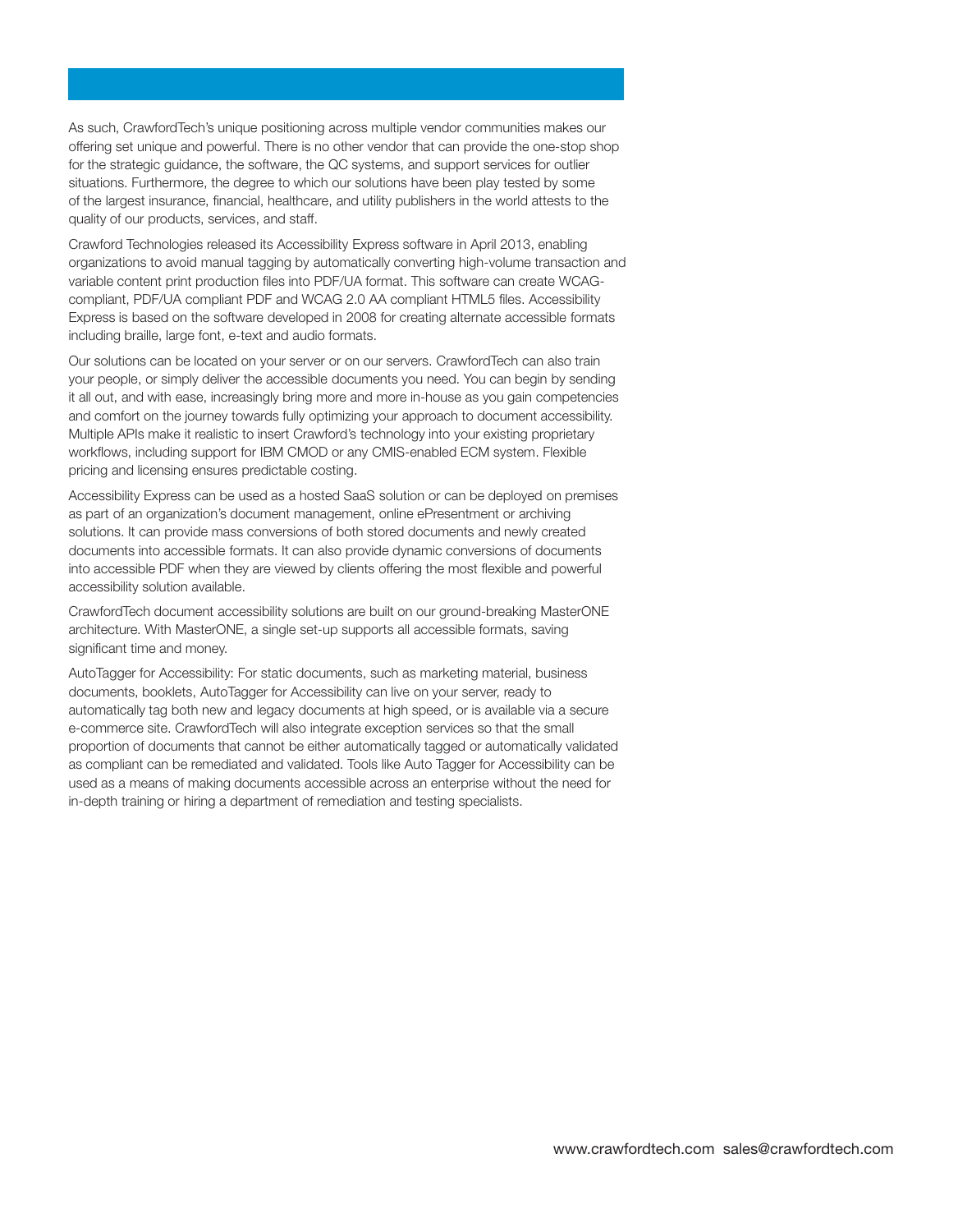As such, CrawfordTech's unique positioning across multiple vendor communities makes our offering set unique and powerful. There is no other vendor that can provide the one-stop shop for the strategic guidance, the software, the QC systems, and support services for outlier situations. Furthermore, the degree to which our solutions have been play tested by some of the largest insurance, financial, healthcare, and utility publishers in the world attests to the quality of our products, services, and staff.

Crawford Technologies released its Accessibility Express software in April 2013, enabling organizations to avoid manual tagging by automatically converting high-volume transaction and variable content print production files into PDF/UA format. This software can create WCAG-compliant, PDF/UA compliant PDF and WCAG 2.0 AA compliant HTML5 files. Accessibility Express is based on the software developed in 2008 for creating alternate accessible formats including braille, large font, e-text and audio formats.

Our solutions can be located on your server or on our servers. CrawfordTech can also train your people, or simply deliver the accessible documents you need. You can begin by sending it all out, and with ease, increasingly bring more and more in-house as you gain competencies and comfort on the journey towards fully optimizing your approach to document accessibility. Multiple APIs make it realistic to insert Crawford's technology into your existing proprietary workflows, including support for IBM CMOD or any CMIS-enabled ECM system. Flexible pricing and licensing ensures predictable costing.

Accessibility Express can be used as a hosted SaaS solution or can be deployed on premises as part of an organization's document management, online ePresentment or archiving solutions. It can provide mass conversions of both stored documents and newly created documents into accessible formats. It can also provide dynamic conversions of documents into accessible PDF when they are viewed by clients offering the most flexible and powerful accessibility solution available.

CrawfordTech document accessibility solutions are built on our ground-breaking MasterONE architecture. With MasterONE, a single set-up supports all accessible formats, saving significant time and money.

AutoTagger for Accessibility: For static documents, such as marketing material, business documents, booklets, AutoTagger for Accessibility can live on your server, ready to automatically tag both new and legacy documents at high speed, or is available via a secure e-commerce site. CrawfordTech will also integrate exception services so that the small proportion of documents that cannot be either automatically tagged or automatically validated as compliant can be remediated and validated. Tools like Auto Tagger for Accessibility can be used as a means of making documents accessible across an enterprise without the need for in-depth training or hiring a department of remediation and testing specialists.

www.crawfordtech.com sales@crawfordtech.com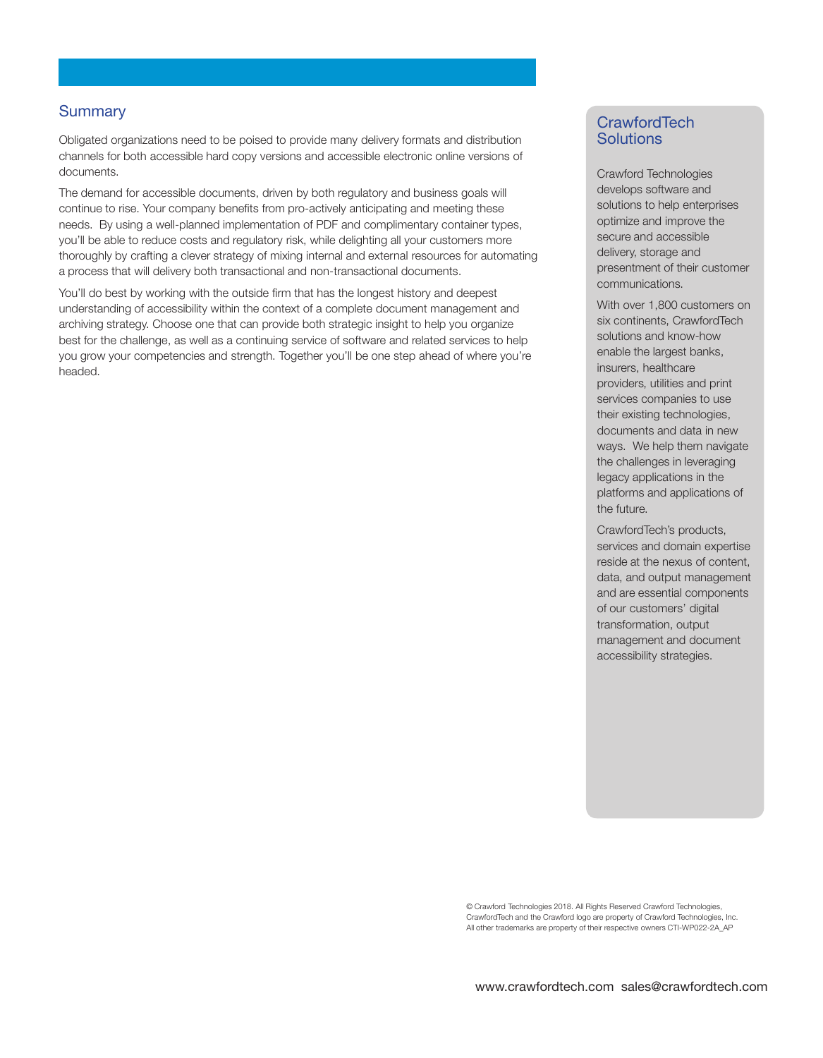## Summary

Obligated organizations need to be poised to provide many delivery formats and distribution channels for both accessible hard copy versions and accessible electronic online versions of documents.

The demand for accessible documents, driven by both regulatory and business goals will continue to rise. Your company benefits from pro-actively anticipating and meeting these needs. By using a well-planned implementation of PDF and complimentary container types, you'll be able to reduce costs and regulatory risk, while delighting all your customers more thoroughly by crafting a clever strategy of mixing internal and external resources for automating a process that will delivery both transactional and non-transactional documents.

You'll do best by working with the outside firm that has the longest history and deepest understanding of accessibility within the context of a complete document management and archiving strategy. Choose one that can provide both strategic insight to help you organize best for the challenge, as well as a continuing service of software and related services to help you grow your competencies and strength. Together you'll be one step ahead of where you're headed.

## CrawfordTech Solutions

Crawford Technologies develops software and solutions to help enterprises optimize and improve the secure and accessible delivery, storage and presentment of their customer communications.

With over 1,800 customers on six continents, CrawfordTech solutions and know-how enable the largest banks, insurers, healthcare providers, utilities and print services companies to use their existing technologies, documents and data in new ways. We help them navigate the challenges in leveraging legacy applications in the platforms and applications of the future.

CrawfordTech's products, services and domain expertise reside at the nexus of content, data, and output management and are essential components of our customers' digital transformation, output management and document accessibility strategies.

© Crawford Technologies 2018. All Rights Reserved Crawford Technologies, CrawfordTech and the Crawford logo are property of Crawford Technologies, Inc. All other trademarks are property of their respective owners CTI-WP022-2A_AP

www.crawfordtech.com sales@crawfordtech.com